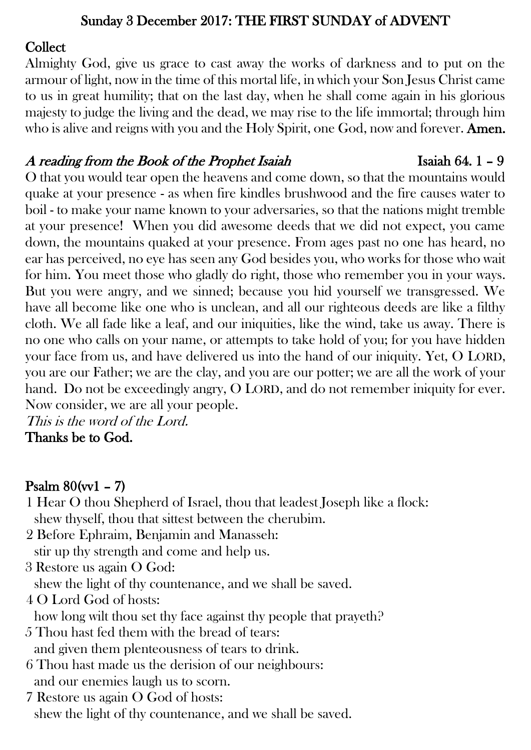## Sunday 3 December 2017: THE FIRST SUNDAY of ADVENT

**Collect**

Almighty God, give us grace to cast away the works of darkness and to put on the armour of light, now in the time of this mortal life, in which your Son Jesus Christ came to us in great humility; that on the last day, when he shall come again in his glorious majesty to judge the living and the dead, we may rise to the life immortal; through him who is alive and reigns with you and the Holy Spirit, one God, now and forever. **Amen.**

***A reading from the Book of the Prophet Isaiah*** **Isaiah 64. 1 – 9**

O that you would tear open the heavens and come down, so that the mountains would quake at your presence - as when fire kindles brushwood and the fire causes water to boil - to make your name known to your adversaries, so that the nations might tremble at your presence! When you did awesome deeds that we did not expect, you came down, the mountains quaked at your presence. From ages past no one has heard, no ear has perceived, no eye has seen any God besides you, who works for those who wait for him. You meet those who gladly do right, those who remember you in your ways. But you were angry, and we sinned; because you hid yourself we transgressed. We have all become like one who is unclean, and all our righteous deeds are like a filthy cloth. We all fade like a leaf, and our iniquities, like the wind, take us away. There is no one who calls on your name, or attempts to take hold of you; for you have hidden your face from us, and have delivered us into the hand of our iniquity. Yet, O LORD, you are our Father; we are the clay, and you are our potter; we are all the work of your hand. Do not be exceedingly angry, O LORD, and do not remember iniquity for ever. Now consider, we are all your people.

*This is the word of the Lord.*
**Thanks be to God.**

**Psalm 80(vv1 – 7)**

1 Hear O thou Shepherd of Israel, thou that leadest Joseph like a flock:
shew thyself, thou that sittest between the cherubim.
2 Before Ephraim, Benjamin and Manasseh:
stir up thy strength and come and help us.
3 Restore us again O God:
shew the light of thy countenance, and we shall be saved.
4 O Lord God of hosts:
how long wilt thou set thy face against thy people that prayeth?
5 Thou hast fed them with the bread of tears:
and given them plenteousness of tears to drink.
6 Thou hast made us the derision of our neighbours:
and our enemies laugh us to scorn.
7 Restore us again O God of hosts:
shew the light of thy countenance, and we shall be saved.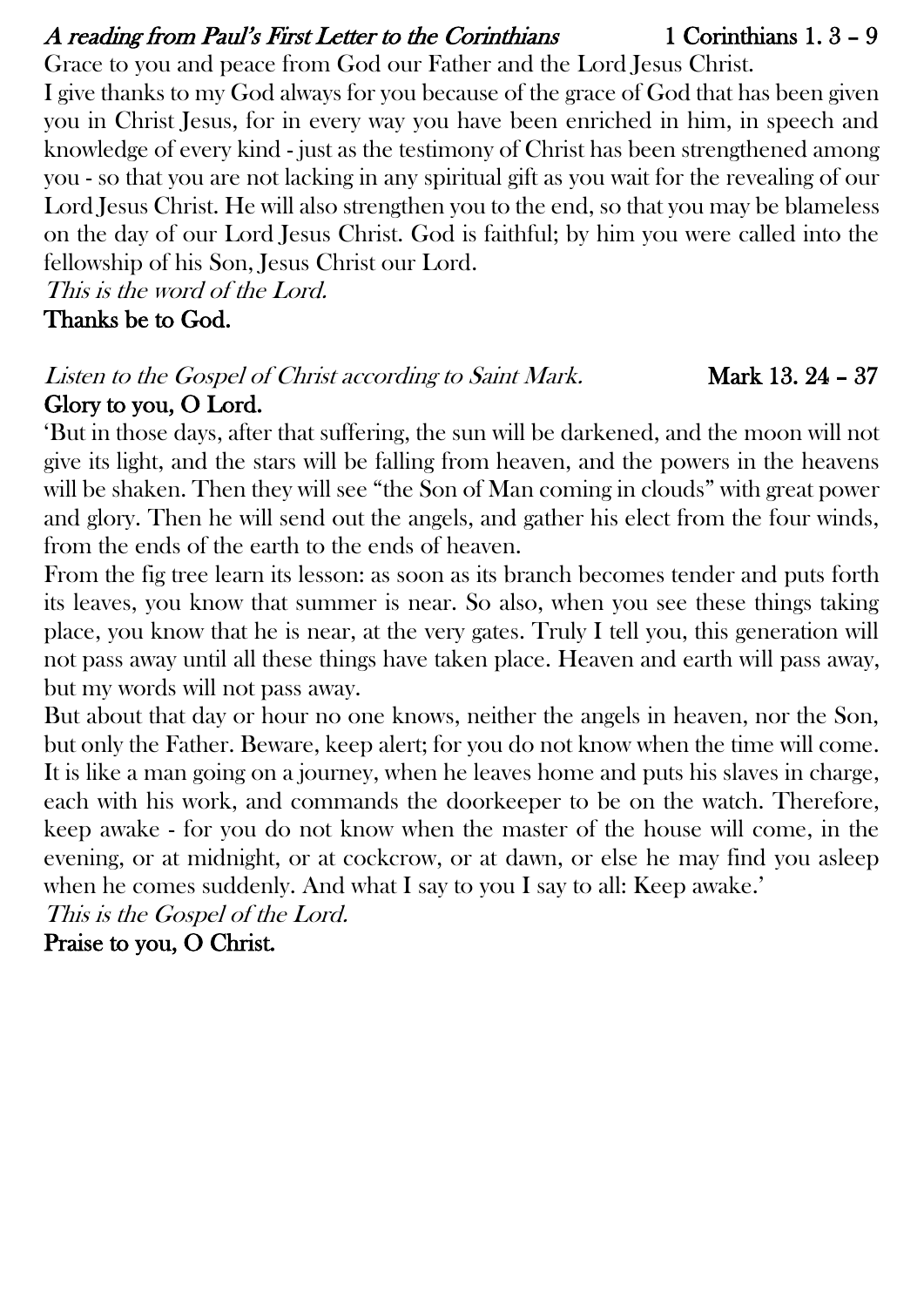***A reading from Paul's First Letter to the Corinthians*** **1 Corinthians 1. 3 – 9**

Grace to you and peace from God our Father and the Lord Jesus Christ.

I give thanks to my God always for you because of the grace of God that has been given you in Christ Jesus, for in every way you have been enriched in him, in speech and knowledge of every kind - just as the testimony of Christ has been strengthened among you - so that you are not lacking in any spiritual gift as you wait for the revealing of our Lord Jesus Christ. He will also strengthen you to the end, so that you may be blameless on the day of our Lord Jesus Christ. God is faithful; by him you were called into the fellowship of his Son, Jesus Christ our Lord.

*This is the word of the Lord.*

**Thanks be to God.**

*Listen to the Gospel of Christ according to Saint Mark.* **Mark 13. 24 – 37**

**Glory to you, O Lord.**

'But in those days, after that suffering, the sun will be darkened, and the moon will not give its light, and the stars will be falling from heaven, and the powers in the heavens will be shaken. Then they will see "the Son of Man coming in clouds" with great power and glory. Then he will send out the angels, and gather his elect from the four winds, from the ends of the earth to the ends of heaven.

From the fig tree learn its lesson: as soon as its branch becomes tender and puts forth its leaves, you know that summer is near. So also, when you see these things taking place, you know that he is near, at the very gates. Truly I tell you, this generation will not pass away until all these things have taken place. Heaven and earth will pass away, but my words will not pass away.

But about that day or hour no one knows, neither the angels in heaven, nor the Son, but only the Father. Beware, keep alert; for you do not know when the time will come. It is like a man going on a journey, when he leaves home and puts his slaves in charge, each with his work, and commands the doorkeeper to be on the watch. Therefore, keep awake - for you do not know when the master of the house will come, in the evening, or at midnight, or at cockcrow, or at dawn, or else he may find you asleep when he comes suddenly. And what I say to you I say to all: Keep awake.'

*This is the Gospel of the Lord.*

**Praise to you, O Christ.**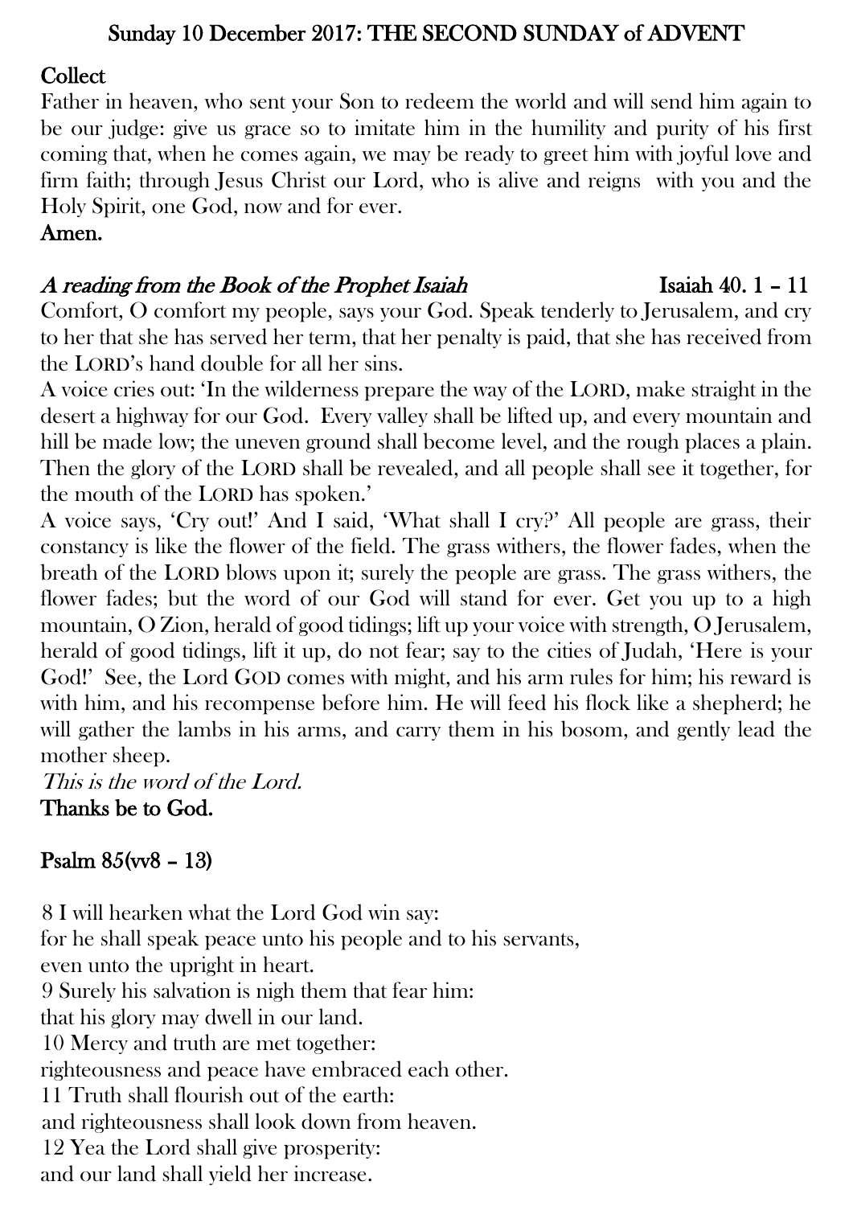## Sunday 10 December 2017: THE SECOND SUNDAY of ADVENT

**Collect**

Father in heaven, who sent your Son to redeem the world and will send him again to be our judge: give us grace so to imitate him in the humility and purity of his first coming that, when he comes again, we may be ready to greet him with joyful love and firm faith; through Jesus Christ our Lord, who is alive and reigns with you and the Holy Spirit, one God, now and for ever.

**Amen.**

***A reading from the Book of the Prophet Isaiah*** **Isaiah 40. 1 – 11**

Comfort, O comfort my people, says your God. Speak tenderly to Jerusalem, and cry to her that she has served her term, that her penalty is paid, that she has received from the LORD's hand double for all her sins.

A voice cries out: 'In the wilderness prepare the way of the LORD, make straight in the desert a highway for our God. Every valley shall be lifted up, and every mountain and hill be made low; the uneven ground shall become level, and the rough places a plain. Then the glory of the LORD shall be revealed, and all people shall see it together, for the mouth of the LORD has spoken.'

A voice says, 'Cry out!' And I said, 'What shall I cry?' All people are grass, their constancy is like the flower of the field. The grass withers, the flower fades, when the breath of the LORD blows upon it; surely the people are grass. The grass withers, the flower fades; but the word of our God will stand for ever. Get you up to a high mountain, O Zion, herald of good tidings; lift up your voice with strength, O Jerusalem, herald of good tidings, lift it up, do not fear; say to the cities of Judah, 'Here is your God!' See, the Lord GOD comes with might, and his arm rules for him; his reward is with him, and his recompense before him. He will feed his flock like a shepherd; he will gather the lambs in his arms, and carry them in his bosom, and gently lead the mother sheep.

*This is the word of the Lord.*

**Thanks be to God.**

**Psalm 85(vv8 – 13)**

8 I will hearken what the Lord God win say:
for he shall speak peace unto his people and to his servants,
even unto the upright in heart.
9 Surely his salvation is nigh them that fear him:
that his glory may dwell in our land.
10 Mercy and truth are met together:
righteousness and peace have embraced each other.
11 Truth shall flourish out of the earth:
and righteousness shall look down from heaven.
12 Yea the Lord shall give prosperity:
and our land shall yield her increase.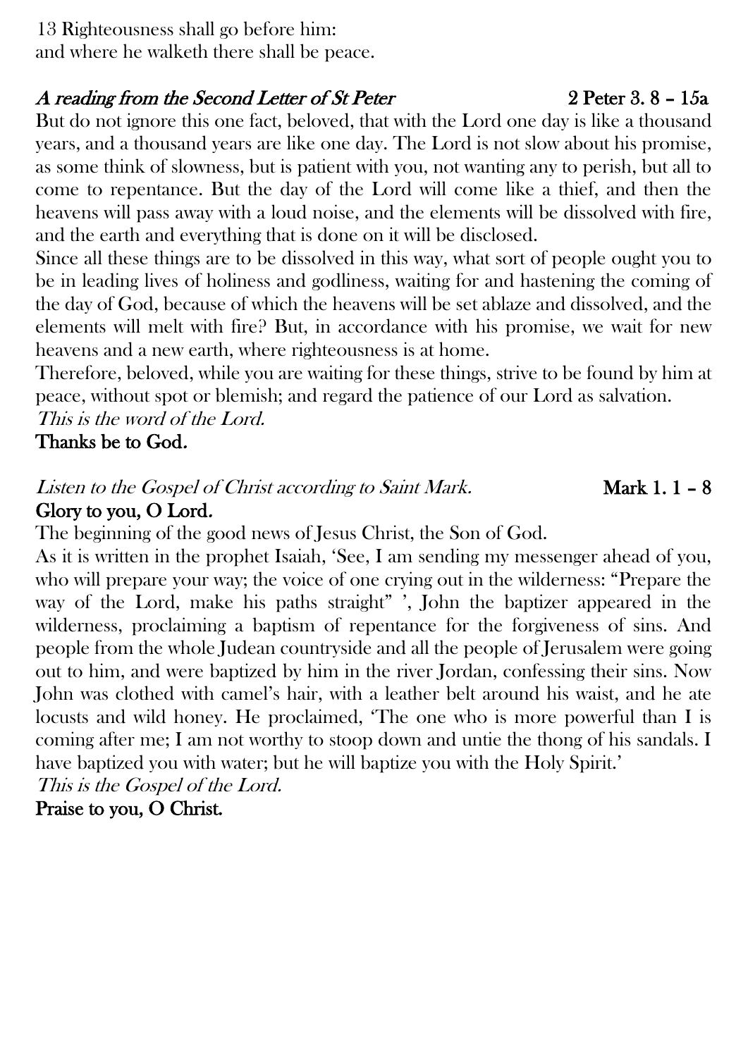13 Righteousness shall go before him:
and where he walketh there shall be peace.

***A reading from the Second Letter of St Peter*** **2 Peter 3. 8 – 15a**

But do not ignore this one fact, beloved, that with the Lord one day is like a thousand years, and a thousand years are like one day. The Lord is not slow about his promise, as some think of slowness, but is patient with you, not wanting any to perish, but all to come to repentance. But the day of the Lord will come like a thief, and then the heavens will pass away with a loud noise, and the elements will be dissolved with fire, and the earth and everything that is done on it will be disclosed.

Since all these things are to be dissolved in this way, what sort of people ought you to be in leading lives of holiness and godliness, waiting for and hastening the coming of the day of God, because of which the heavens will be set ablaze and dissolved, and the elements will melt with fire? But, in accordance with his promise, we wait for new heavens and a new earth, where righteousness is at home.

Therefore, beloved, while you are waiting for these things, strive to be found by him at peace, without spot or blemish; and regard the patience of our Lord as salvation.

*This is the word of the Lord.*

**Thanks be to God.**

*Listen to the Gospel of Christ according to Saint Mark.* **Mark 1. 1 – 8**

**Glory to you, O Lord.**

The beginning of the good news of Jesus Christ, the Son of God.

As it is written in the prophet Isaiah, 'See, I am sending my messenger ahead of you, who will prepare your way; the voice of one crying out in the wilderness: "Prepare the way of the Lord, make his paths straight" ', John the baptizer appeared in the wilderness, proclaiming a baptism of repentance for the forgiveness of sins. And people from the whole Judean countryside and all the people of Jerusalem were going out to him, and were baptized by him in the river Jordan, confessing their sins. Now John was clothed with camel's hair, with a leather belt around his waist, and he ate locusts and wild honey. He proclaimed, 'The one who is more powerful than I is coming after me; I am not worthy to stoop down and untie the thong of his sandals. I have baptized you with water; but he will baptize you with the Holy Spirit.'

*This is the Gospel of the Lord.*

**Praise to you, O Christ.**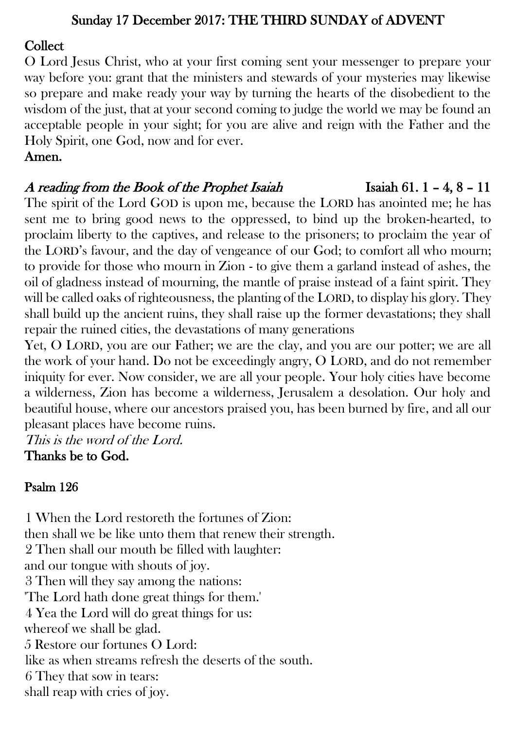## Sunday 17 December 2017: THE THIRD SUNDAY of ADVENT

**Collect**

O Lord Jesus Christ, who at your first coming sent your messenger to prepare your way before you: grant that the ministers and stewards of your mysteries may likewise so prepare and make ready your way by turning the hearts of the disobedient to the wisdom of the just, that at your second coming to judge the world we may be found an acceptable people in your sight; for you are alive and reign with the Father and the Holy Spirit, one God, now and for ever.

**Amen.**

***A reading from the Book of the Prophet Isaiah*** **Isaiah 61. 1 – 4, 8 – 11**

The spirit of the Lord GOD is upon me, because the LORD has anointed me; he has sent me to bring good news to the oppressed, to bind up the broken-hearted, to proclaim liberty to the captives, and release to the prisoners; to proclaim the year of the LORD's favour, and the day of vengeance of our God; to comfort all who mourn; to provide for those who mourn in Zion - to give them a garland instead of ashes, the oil of gladness instead of mourning, the mantle of praise instead of a faint spirit. They will be called oaks of righteousness, the planting of the LORD, to display his glory. They shall build up the ancient ruins, they shall raise up the former devastations; they shall repair the ruined cities, the devastations of many generations

Yet, O LORD, you are our Father; we are the clay, and you are our potter; we are all the work of your hand. Do not be exceedingly angry, O LORD, and do not remember iniquity for ever. Now consider, we are all your people. Your holy cities have become a wilderness, Zion has become a wilderness, Jerusalem a desolation. Our holy and beautiful house, where our ancestors praised you, has been burned by fire, and all our pleasant places have become ruins.

*This is the word of the Lord.*

**Thanks be to God.**

**Psalm 126**

1 When the Lord restoreth the fortunes of Zion:
then shall we be like unto them that renew their strength.
2 Then shall our mouth be filled with laughter:
and our tongue with shouts of joy.
3 Then will they say among the nations:
'The Lord hath done great things for them.'
4 Yea the Lord will do great things for us:
whereof we shall be glad.
5 Restore our fortunes O Lord:
like as when streams refresh the deserts of the south.
6 They that sow in tears:
shall reap with cries of joy.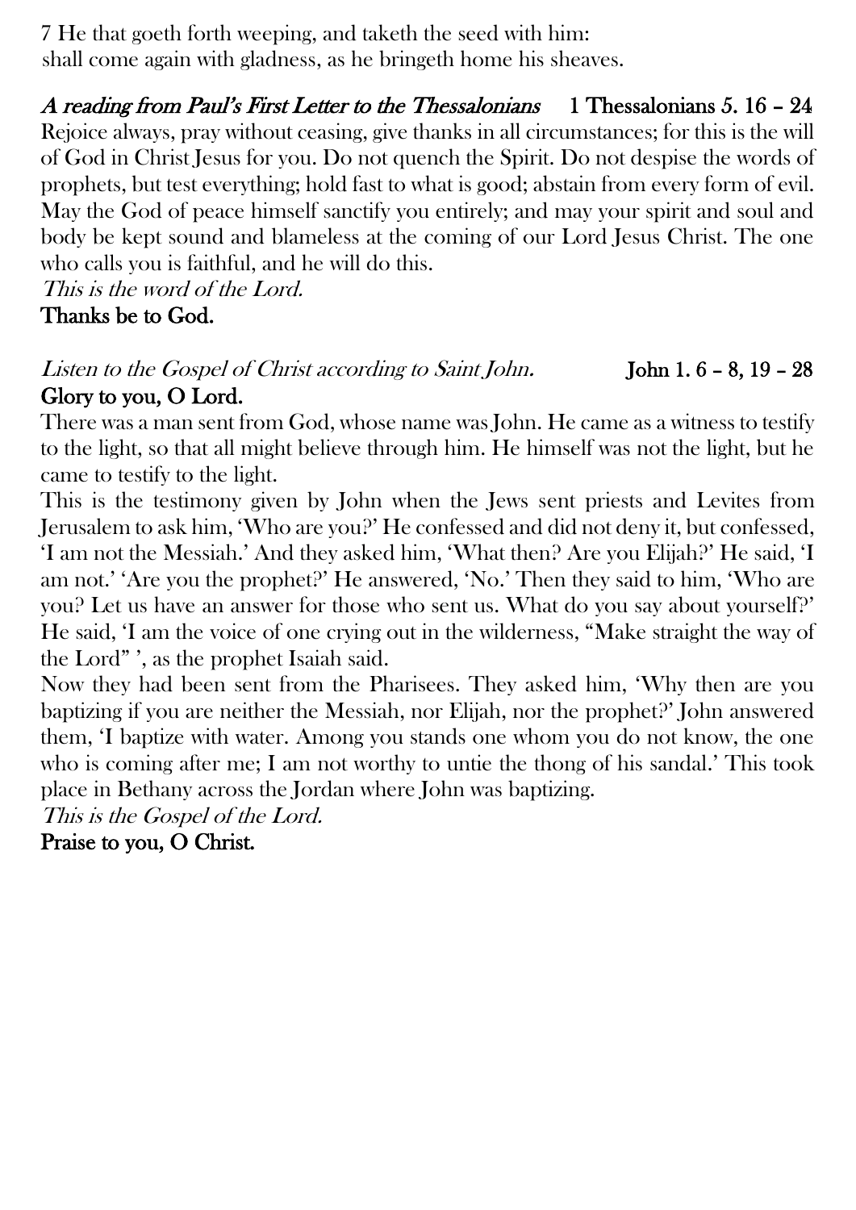7 He that goeth forth weeping, and taketh the seed with him:
shall come again with gladness, as he bringeth home his sheaves.

***A reading from Paul's First Letter to the Thessalonians*** **1 Thessalonians 5. 16 – 24**

Rejoice always, pray without ceasing, give thanks in all circumstances; for this is the will of God in Christ Jesus for you. Do not quench the Spirit. Do not despise the words of prophets, but test everything; hold fast to what is good; abstain from every form of evil. May the God of peace himself sanctify you entirely; and may your spirit and soul and body be kept sound and blameless at the coming of our Lord Jesus Christ. The one who calls you is faithful, and he will do this.

*This is the word of the Lord.*

**Thanks be to God.**

*Listen to the Gospel of Christ according to Saint John.* **John 1. 6 – 8, 19 – 28**

**Glory to you, O Lord.**

There was a man sent from God, whose name was John. He came as a witness to testify to the light, so that all might believe through him. He himself was not the light, but he came to testify to the light.

This is the testimony given by John when the Jews sent priests and Levites from Jerusalem to ask him, 'Who are you?' He confessed and did not deny it, but confessed, 'I am not the Messiah.' And they asked him, 'What then? Are you Elijah?' He said, 'I am not.' 'Are you the prophet?' He answered, 'No.' Then they said to him, 'Who are you? Let us have an answer for those who sent us. What do you say about yourself?' He said, 'I am the voice of one crying out in the wilderness, "Make straight the way of the Lord" ', as the prophet Isaiah said.

Now they had been sent from the Pharisees. They asked him, 'Why then are you baptizing if you are neither the Messiah, nor Elijah, nor the prophet?' John answered them, 'I baptize with water. Among you stands one whom you do not know, the one who is coming after me; I am not worthy to untie the thong of his sandal.' This took place in Bethany across the Jordan where John was baptizing.

*This is the Gospel of the Lord.*

**Praise to you, O Christ.**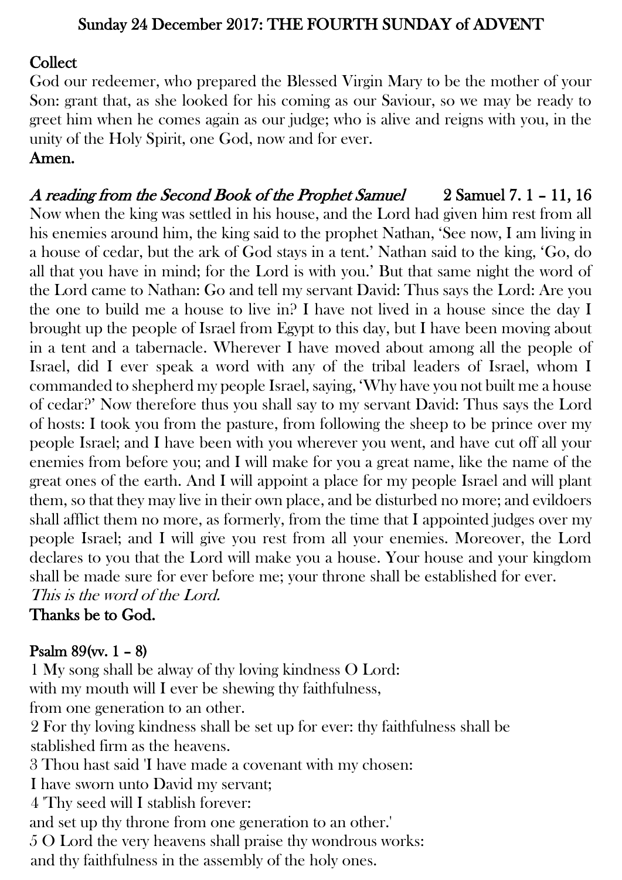## Sunday 24 December 2017: THE FOURTH SUNDAY of ADVENT

**Collect**
God our redeemer, who prepared the Blessed Virgin Mary to be the mother of your Son: grant that, as she looked for his coming as our Saviour, so we may be ready to greet him when he comes again as our judge; who is alive and reigns with you, in the unity of the Holy Spirit, one God, now and for ever.
**Amen.**

***A reading from the Second Book of the Prophet Samuel*** **2 Samuel 7. 1 – 11, 16**
Now when the king was settled in his house, and the Lord had given him rest from all his enemies around him, the king said to the prophet Nathan, 'See now, I am living in a house of cedar, but the ark of God stays in a tent.' Nathan said to the king, 'Go, do all that you have in mind; for the Lord is with you.' But that same night the word of the Lord came to Nathan: Go and tell my servant David: Thus says the Lord: Are you the one to build me a house to live in? I have not lived in a house since the day I brought up the people of Israel from Egypt to this day, but I have been moving about in a tent and a tabernacle. Wherever I have moved about among all the people of Israel, did I ever speak a word with any of the tribal leaders of Israel, whom I commanded to shepherd my people Israel, saying, 'Why have you not built me a house of cedar?' Now therefore thus you shall say to my servant David: Thus says the Lord of hosts: I took you from the pasture, from following the sheep to be prince over my people Israel; and I have been with you wherever you went, and have cut off all your enemies from before you; and I will make for you a great name, like the name of the great ones of the earth. And I will appoint a place for my people Israel and will plant them, so that they may live in their own place, and be disturbed no more; and evildoers shall afflict them no more, as formerly, from the time that I appointed judges over my people Israel; and I will give you rest from all your enemies. Moreover, the Lord declares to you that the Lord will make you a house. Your house and your kingdom shall be made sure for ever before me; your throne shall be established for ever.
*This is the word of the Lord.*
**Thanks be to God.**

**Psalm 89(vv. 1 – 8)**
1 My song shall be alway of thy loving kindness O Lord:
with my mouth will I ever be shewing thy faithfulness,
from one generation to an other.
2 For thy loving kindness shall be set up for ever: thy faithfulness shall be
stablished firm as the heavens.
3 Thou hast said 'I have made a covenant with my chosen:
I have sworn unto David my servant;
4 'Thy seed will I stablish forever:
and set up thy throne from one generation to an other.'
5 O Lord the very heavens shall praise thy wondrous works:
and thy faithfulness in the assembly of the holy ones.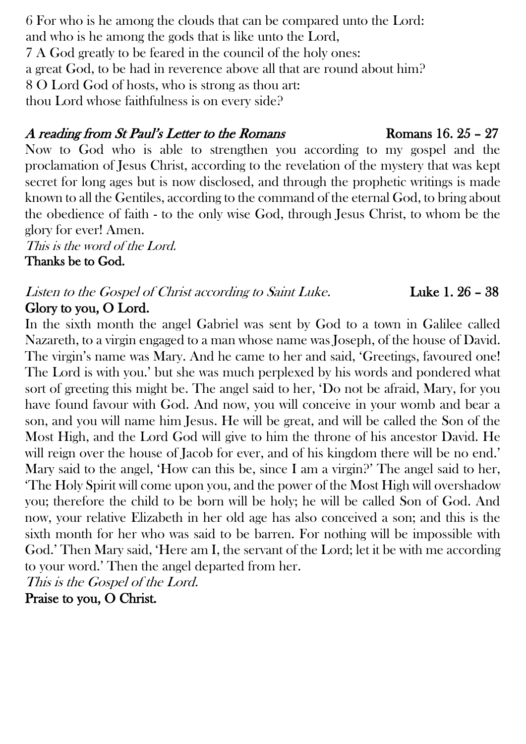6 For who is he among the clouds that can be compared unto the Lord:
and who is he among the gods that is like unto the Lord,
7 A God greatly to be feared in the council of the holy ones:
a great God, to be had in reverence above all that are round about him?
8 O Lord God of hosts, who is strong as thou art:
thou Lord whose faithfulness is on every side?

***A reading from St Paul's Letter to the Romans*** **Romans 16. 25 – 27**

Now to God who is able to strengthen you according to my gospel and the proclamation of Jesus Christ, according to the revelation of the mystery that was kept secret for long ages but is now disclosed, and through the prophetic writings is made known to all the Gentiles, according to the command of the eternal God, to bring about the obedience of faith - to the only wise God, through Jesus Christ, to whom be the glory for ever! Amen.

*This is the word of the Lord.*
**Thanks be to God.**

*Listen to the Gospel of Christ according to Saint Luke.* **Luke 1. 26 – 38**
**Glory to you, O Lord.**

In the sixth month the angel Gabriel was sent by God to a town in Galilee called Nazareth, to a virgin engaged to a man whose name was Joseph, of the house of David. The virgin's name was Mary. And he came to her and said, 'Greetings, favoured one! The Lord is with you.' but she was much perplexed by his words and pondered what sort of greeting this might be. The angel said to her, 'Do not be afraid, Mary, for you have found favour with God. And now, you will conceive in your womb and bear a son, and you will name him Jesus. He will be great, and will be called the Son of the Most High, and the Lord God will give to him the throne of his ancestor David. He will reign over the house of Jacob for ever, and of his kingdom there will be no end.' Mary said to the angel, 'How can this be, since I am a virgin?' The angel said to her, 'The Holy Spirit will come upon you, and the power of the Most High will overshadow you; therefore the child to be born will be holy; he will be called Son of God. And now, your relative Elizabeth in her old age has also conceived a son; and this is the sixth month for her who was said to be barren. For nothing will be impossible with God.' Then Mary said, 'Here am I, the servant of the Lord; let it be with me according to your word.' Then the angel departed from her.

*This is the Gospel of the Lord.*
**Praise to you, O Christ.**